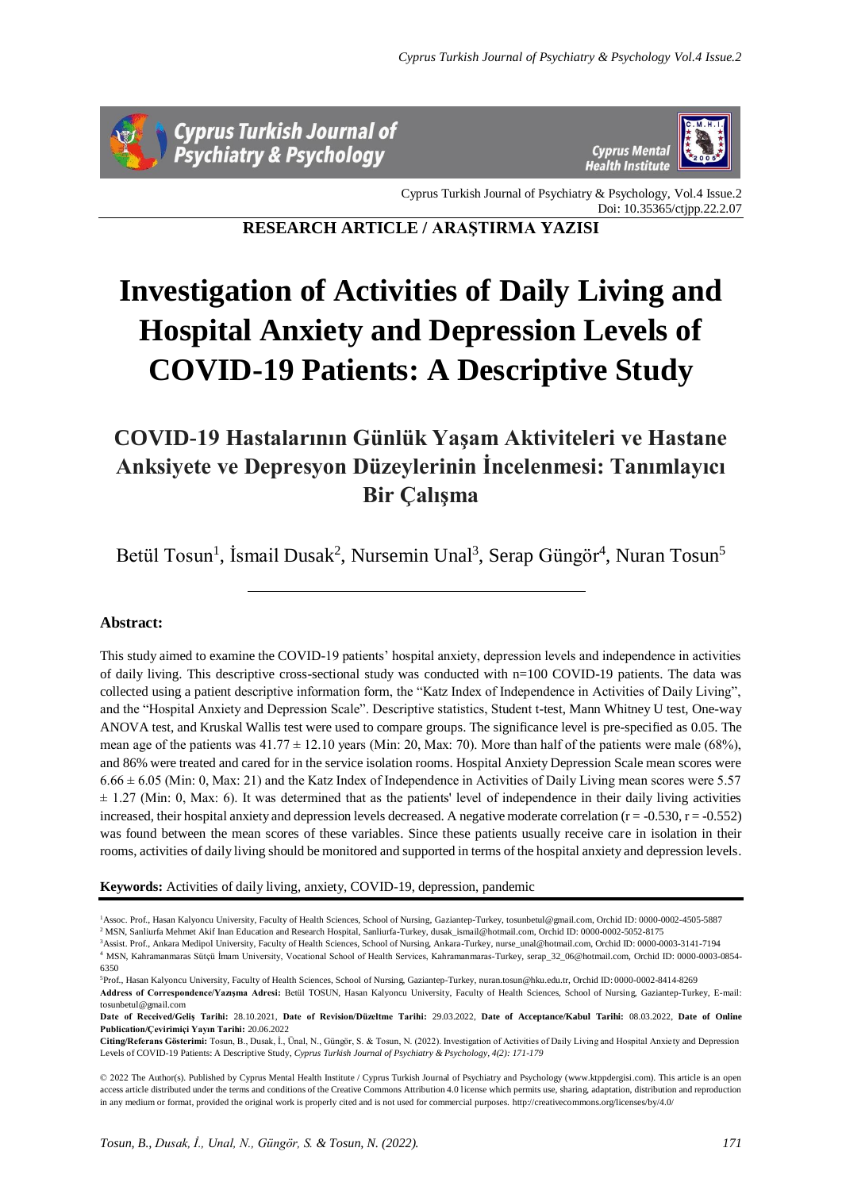Cyprus Turkish Journal of Psychiatry & Psychology, Vol.4 Issue.2
Doi: 10.35365/ctjpp.22.2.07

**RESEARCH ARTICLE / ARAŞTIRMA YAZISI**

# Investigation of Activities of Daily Living and Hospital Anxiety and Depression Levels of COVID-19 Patients: A Descriptive Study

## COVID-19 Hastalarının Günlük Yaşam Aktiviteleri ve Hastane Anksiyete ve Depresyon Düzeylerinin İncelenmesi: Tanımlayıcı Bir Çalışma

Betül Tosun[1], İsmail Dusak[2], Nursemin Unal[3], Serap Güngör[4], Nuran Tosun[5]

**Abstract:**

This study aimed to examine the COVID-19 patients' hospital anxiety, depression levels and independence in activities of daily living. This descriptive cross-sectional study was conducted with n=100 COVID-19 patients. The data was collected using a patient descriptive information form, the "Katz Index of Independence in Activities of Daily Living", and the "Hospital Anxiety and Depression Scale". Descriptive statistics, Student t-test, Mann Whitney U test, One-way ANOVA test, and Kruskal Wallis test were used to compare groups. The significance level is pre-specified as 0.05. The mean age of the patients was $41.77 \pm 12.10$ years (Min: 20, Max: 70). More than half of the patients were male (68%), and 86% were treated and cared for in the service isolation rooms. Hospital Anxiety Depression Scale mean scores were $6.66 \pm 6.05$ (Min: 0, Max: 21) and the Katz Index of Independence in Activities of Daily Living mean scores were 5.57 $\pm$ 1.27 (Min: 0, Max: 6). It was determined that as the patients' level of independence in their daily living activities increased, their hospital anxiety and depression levels decreased. A negative moderate correlation ($r = -0.530$, $r = -0.552$) was found between the mean scores of these variables. Since these patients usually receive care in isolation in their rooms, activities of daily living should be monitored and supported in terms of the hospital anxiety and depression levels.

**Keywords:** Activities of daily living, anxiety, COVID-19, depression, pandemic

---

[1]Assoc. Prof., Hasan Kalyoncu University, Faculty of Health Sciences, School of Nursing, Gaziantep-Turkey, tosunbetul@gmail.com, Orchid ID: 0000-0002-4505-5887
[2] MSN, Sanliurfa Mehmet Akif Inan Education and Research Hospital, Sanliurfa-Turkey, dusak_ismail@hotmail.com, Orchid ID: 0000-0002-5052-8175
[3]Assist. Prof., Ankara Medipol University, Faculty of Health Sciences, School of Nursing, Ankara-Turkey, nurse_unal@hotmail.com, Orchid ID: 0000-0003-3141-7194
[4] MSN, Kahramanmaras Sütçü İmam University, Vocational School of Health Services, Kahramanmaras-Turkey, serap_32_06@hotmail.com, Orchid ID: 0000-0003-0854-6350
[5]Prof., Hasan Kalyoncu University, Faculty of Health Sciences, School of Nursing, Gaziantep-Turkey, nuran.tosun@hku.edu.tr, Orchid ID: 0000-0002-8414-8269

**Address of Correspondence/Yazışma Adresi:** Betül TOSUN, Hasan Kalyoncu University, Faculty of Health Sciences, School of Nursing, Gaziantep-Turkey, E-mail: tosunbetul@gmail.com

**Date of Received/Geliş Tarihi:** 28.10.2021, **Date of Revision/Düzeltme Tarihi:** 29.03.2022, **Date of Acceptance/Kabul Tarihi:** 08.03.2022, **Date of Online Publication/Çevirimiçi Yayın Tarihi:** 20.06.2022

**Citing/Referans Gösterimi:** Tosun, B., Dusak, İ., Ünal, N., Güngör, S. & Tosun, N. (2022). Investigation of Activities of Daily Living and Hospital Anxiety and Depression Levels of COVID-19 Patients: A Descriptive Study, *Cyprus Turkish Journal of Psychiatry & Psychology, 4(2): 171-179*

© 2022 The Author(s). Published by Cyprus Mental Health Institute / Cyprus Turkish Journal of Psychiatry and Psychology (www.ktppdergisi.com). This article is an open access article distributed under the terms and conditions of the Creative Commons Attribution 4.0 license which permits use, sharing, adaptation, distribution and reproduction in any medium or format, provided the original work is properly cited and is not used for commercial purposes. http://creativecommons.org/licenses/by/4.0/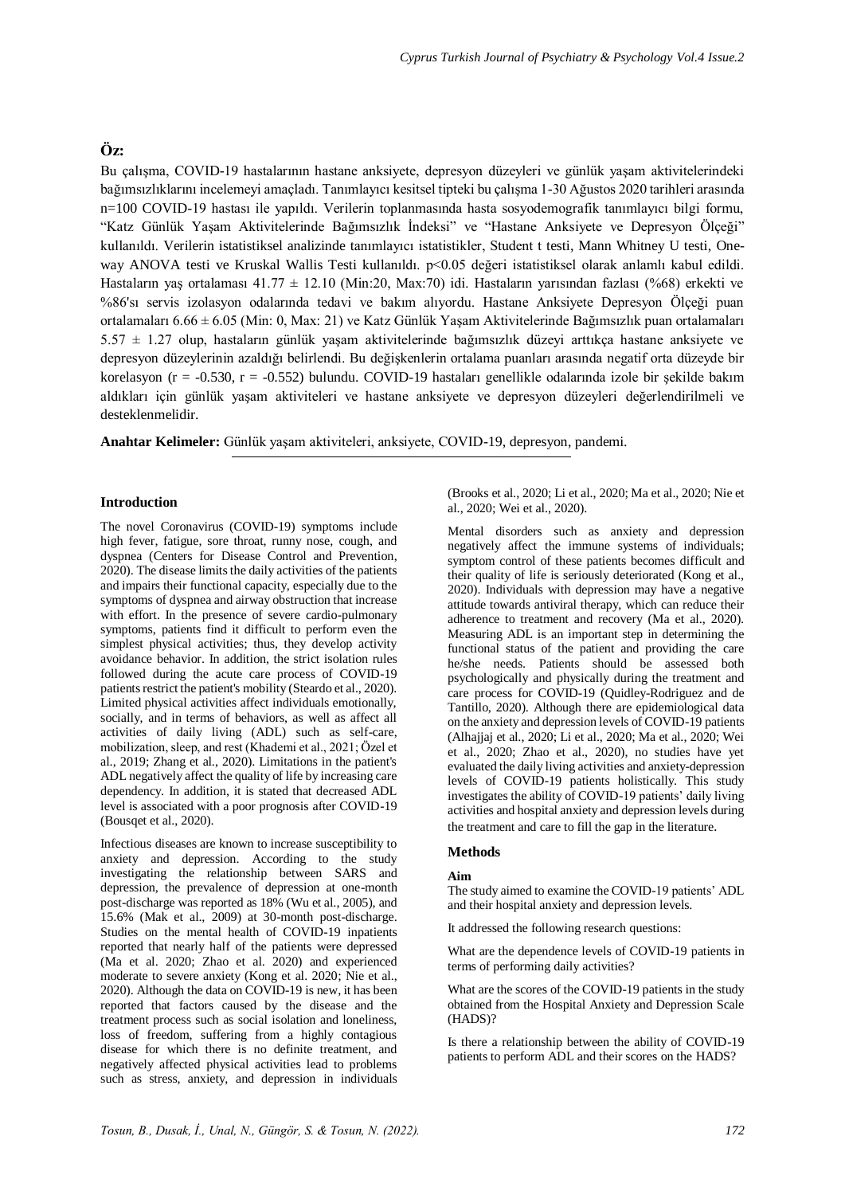## Öz:

Bu çalışma, COVID-19 hastalarının hastane anksiyete, depresyon düzeyleri ve günlük yaşam aktivitelerindeki bağımsızlıklarını incelemeyi amaçladı. Tanımlayıcı kesitsel tipteki bu çalışma 1-30 Ağustos 2020 tarihleri arasında n=100 COVID-19 hastası ile yapıldı. Verilerin toplanmasında hasta sosyodemografik tanımlayıcı bilgi formu, "Katz Günlük Yaşam Aktivitelerinde Bağımsızlık İndeksi" ve "Hastane Anksiyete ve Depresyon Ölçeği" kullanıldı. Verilerin istatistiksel analizinde tanımlayıcı istatistikler, Student t testi, Mann Whitney U testi, One-way ANOVA testi ve Kruskal Wallis Testi kullanıldı. $p<0.05$ değeri istatistiksel olarak anlamlı kabul edildi. Hastaların yaş ortalaması $41.77 \pm 12.10$ (Min:20, Max:70) idi. Hastaların yarısından fazlası (%68) erkekti ve %86'sı servis izolasyon odalarında tedavi ve bakım alıyordu. Hastane Anksiyete Depresyon Ölçeği puan ortalamaları $6.66 \pm 6.05$ (Min: 0, Max: 21) ve Katz Günlük Yaşam Aktivitelerinde Bağımsızlık puan ortalamaları $5.57 \pm 1.27$ olup, hastaların günlük yaşam aktivitelerinde bağımsızlık düzeyi arttıkça hastane anksiyete ve depresyon düzeylerinin azaldığı belirlendi. Bu değişkenlerin ortalama puanları arasında negatif orta düzeyde bir korelasyon ($r = -0.530$, $r = -0.552$) bulundu. COVID-19 hastaları genellikle odalarında izole bir şekilde bakım aldıkları için günlük yaşam aktiviteleri ve hastane anksiyete ve depresyon düzeyleri değerlendirilmeli ve desteklenmelidir.

**Anahtar Kelimeler:** Günlük yaşam aktiviteleri, anksiyete, COVID-19, depresyon, pandemi.

---

### Introduction

The novel Coronavirus (COVID-19) symptoms include high fever, fatigue, sore throat, runny nose, cough, and dyspnea (Centers for Disease Control and Prevention, 2020). The disease limits the daily activities of the patients and impairs their functional capacity, especially due to the symptoms of dyspnea and airway obstruction that increase with effort. In the presence of severe cardio-pulmonary symptoms, patients find it difficult to perform even the simplest physical activities; thus, they develop activity avoidance behavior. In addition, the strict isolation rules followed during the acute care process of COVID-19 patients restrict the patient's mobility (Steardo et al., 2020). Limited physical activities affect individuals emotionally, socially, and in terms of behaviors, as well as affect all activities of daily living (ADL) such as self-care, mobilization, sleep, and rest (Khademi et al., 2021; Özel et al., 2019; Zhang et al., 2020). Limitations in the patient's ADL negatively affect the quality of life by increasing care dependency. In addition, it is stated that decreased ADL level is associated with a poor prognosis after COVID-19 (Bousqet et al., 2020).

Infectious diseases are known to increase susceptibility to anxiety and depression. According to the study investigating the relationship between SARS and depression, the prevalence of depression at one-month post-discharge was reported as 18% (Wu et al., 2005), and 15.6% (Mak et al., 2009) at 30-month post-discharge. Studies on the mental health of COVID-19 inpatients reported that nearly half of the patients were depressed (Ma et al. 2020; Zhao et al. 2020) and experienced moderate to severe anxiety (Kong et al. 2020; Nie et al., 2020). Although the data on COVID-19 is new, it has been reported that factors caused by the disease and the treatment process such as social isolation and loneliness, loss of freedom, suffering from a highly contagious disease for which there is no definite treatment, and negatively affected physical activities lead to problems such as stress, anxiety, and depression in individuals (Brooks et al., 2020; Li et al., 2020; Ma et al., 2020; Nie et al., 2020; Wei et al., 2020).

Mental disorders such as anxiety and depression negatively affect the immune systems of individuals; symptom control of these patients becomes difficult and their quality of life is seriously deteriorated (Kong et al., 2020). Individuals with depression may have a negative attitude towards antiviral therapy, which can reduce their adherence to treatment and recovery (Ma et al., 2020). Measuring ADL is an important step in determining the functional status of the patient and providing the care he/she needs. Patients should be assessed both psychologically and physically during the treatment and care process for COVID-19 (Quidley-Rodriguez and de Tantillo, 2020). Although there are epidemiological data on the anxiety and depression levels of COVID-19 patients (Alhajjaj et al., 2020; Li et al., 2020; Ma et al., 2020; Wei et al., 2020; Zhao et al., 2020), no studies have yet evaluated the daily living activities and anxiety-depression levels of COVID-19 patients holistically. This study investigates the ability of COVID-19 patients' daily living activities and hospital anxiety and depression levels during the treatment and care to fill the gap in the literature.

### Methods

#### Aim

The study aimed to examine the COVID-19 patients' ADL and their hospital anxiety and depression levels.

It addressed the following research questions:

What are the dependence levels of COVID-19 patients in terms of performing daily activities?

What are the scores of the COVID-19 patients in the study obtained from the Hospital Anxiety and Depression Scale (HADS)?

Is there a relationship between the ability of COVID-19 patients to perform ADL and their scores on the HADS?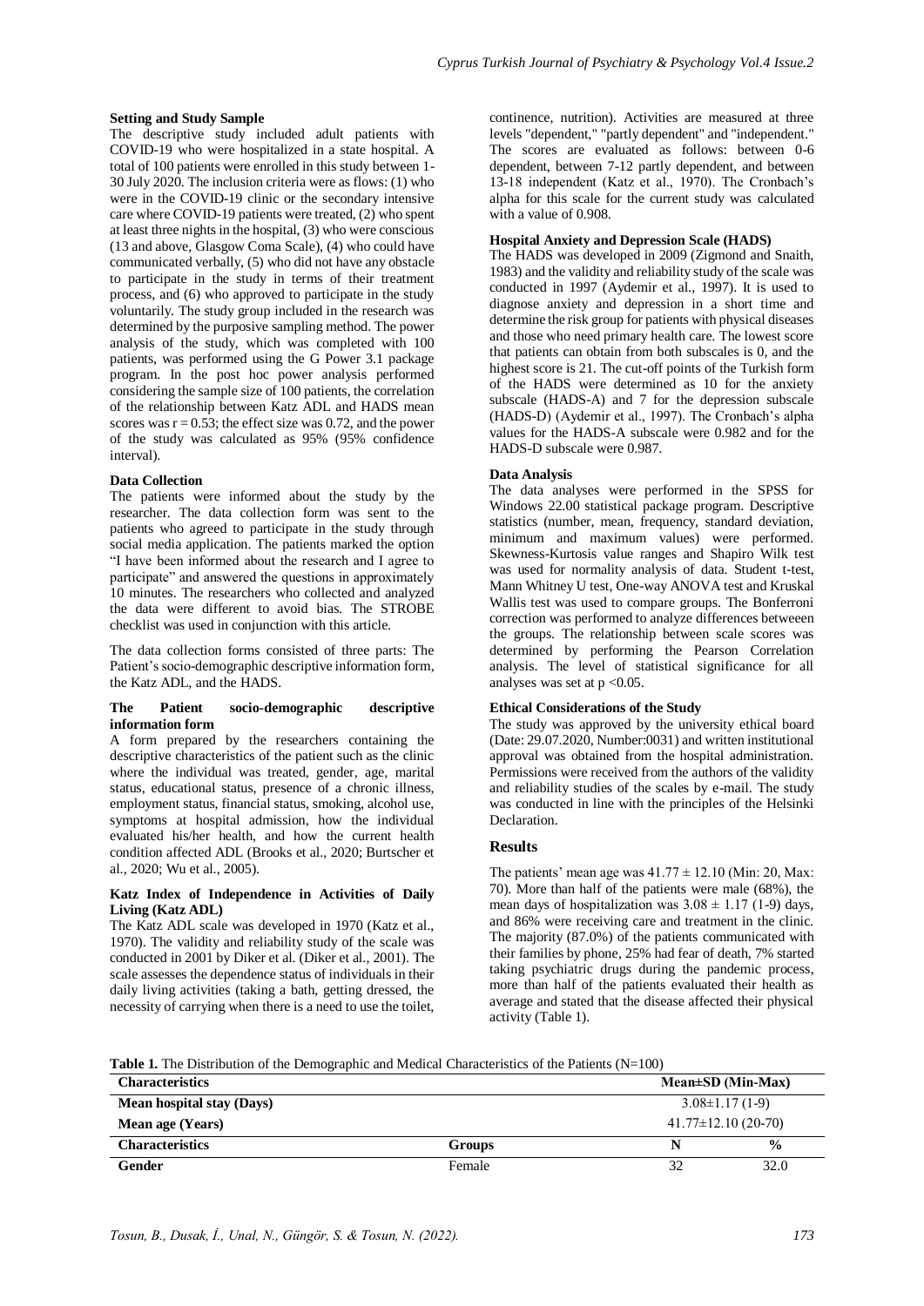### Setting and Study Sample

The descriptive study included adult patients with COVID-19 who were hospitalized in a state hospital. A total of 100 patients were enrolled in this study between 1-30 July 2020. The inclusion criteria were as flows: (1) who were in the COVID-19 clinic or the secondary intensive care where COVID-19 patients were treated, (2) who spent at least three nights in the hospital, (3) who were conscious (13 and above, Glasgow Coma Scale), (4) who could have communicated verbally, (5) who did not have any obstacle to participate in the study in terms of their treatment process, and (6) who approved to participate in the study voluntarily. The study group included in the research was determined by the purposive sampling method. The power analysis of the study, which was completed with 100 patients, was performed using the G Power 3.1 package program. In the post hoc power analysis performed considering the sample size of 100 patients, the correlation of the relationship between Katz ADL and HADS mean scores was $r = 0.53$; the effect size was 0.72, and the power of the study was calculated as 95% (95% confidence interval).

### Data Collection

The patients were informed about the study by the researcher. The data collection form was sent to the patients who agreed to participate in the study through social media application. The patients marked the option "I have been informed about the research and I agree to participate" and answered the questions in approximately 10 minutes. The researchers who collected and analyzed the data were different to avoid bias. The STROBE checklist was used in conjunction with this article.

The data collection forms consisted of three parts: The Patient's socio-demographic descriptive information form, the Katz ADL, and the HADS.

### The Patient socio-demographic descriptive information form

A form prepared by the researchers containing the descriptive characteristics of the patient such as the clinic where the individual was treated, gender, age, marital status, educational status, presence of a chronic illness, employment status, financial status, smoking, alcohol use, symptoms at hospital admission, how the individual evaluated his/her health, and how the current health condition affected ADL (Brooks et al., 2020; Burtscher et al., 2020; Wu et al., 2005).

### Katz Index of Independence in Activities of Daily Living (Katz ADL)

The Katz ADL scale was developed in 1970 (Katz et al., 1970). The validity and reliability study of the scale was conducted in 2001 by Diker et al. (Diker et al., 2001). The scale assesses the dependence status of individuals in their daily living activities (taking a bath, getting dressed, the necessity of carrying when there is a need to use the toilet, continence, nutrition). Activities are measured at three levels "dependent," "partly dependent" and "independent." The scores are evaluated as follows: between 0-6 dependent, between 7-12 partly dependent, and between 13-18 independent (Katz et al., 1970). The Cronbach's alpha for this scale for the current study was calculated with a value of 0.908.

### Hospital Anxiety and Depression Scale (HADS)

The HADS was developed in 2009 (Zigmond and Snaith, 1983) and the validity and reliability study of the scale was conducted in 1997 (Aydemir et al., 1997). It is used to diagnose anxiety and depression in a short time and determine the risk group for patients with physical diseases and those who need primary health care. The lowest score that patients can obtain from both subscales is 0, and the highest score is 21. The cut-off points of the Turkish form of the HADS were determined as 10 for the anxiety subscale (HADS-A) and 7 for the depression subscale (HADS-D) (Aydemir et al., 1997). The Cronbach's alpha values for the HADS-A subscale were 0.982 and for the HADS-D subscale were 0.987.

### Data Analysis

The data analyses were performed in the SPSS for Windows 22.00 statistical package program. Descriptive statistics (number, mean, frequency, standard deviation, minimum and maximum values) were performed. Skewness-Kurtosis value ranges and Shapiro Wilk test was used for normality analysis of data. Student t-test, Mann Whitney U test, One-way ANOVA test and Kruskal Wallis test was used to compare groups. The Bonferroni correction was performed to analyze differences betweeen the groups. The relationship between scale scores was determined by performing the Pearson Correlation analysis. The level of statistical significance for all analyses was set at $p < 0.05$.

### Ethical Considerations of the Study

The study was approved by the university ethical board (Date: 29.07.2020, Number:0031) and written institutional approval was obtained from the hospital administration. Permissions were received from the authors of the validity and reliability studies of the scales by e-mail. The study was conducted in line with the principles of the Helsinki Declaration.

## Results

The patients' mean age was $41.77 \pm 12.10$ (Min: 20, Max: 70). More than half of the patients were male (68%), the mean days of hospitalization was $3.08 \pm 1.17$ (1-9) days, and 86% were receiving care and treatment in the clinic. The majority (87.0%) of the patients communicated with their families by phone, 25% had fear of death, 7% started taking psychiatric drugs during the pandemic process, more than half of the patients evaluated their health as average and stated that the disease affected their physical activity (Table 1).

**Table 1.** The Distribution of the Demographic and Medical Characteristics of the Patients (N=100)

| **Characteristics** | | **Mean±SD (Min-Max)** | |
|---|---|---|---|
| **Mean hospital stay (Days)** | | 3.08±1.17 (1-9) | |
| **Mean age (Years)** | | 41.77±12.10 (20-70) | |
| **Characteristics** | **Groups** | **N** | **%** |
| **Gender** | Female | 32 | 32.0 |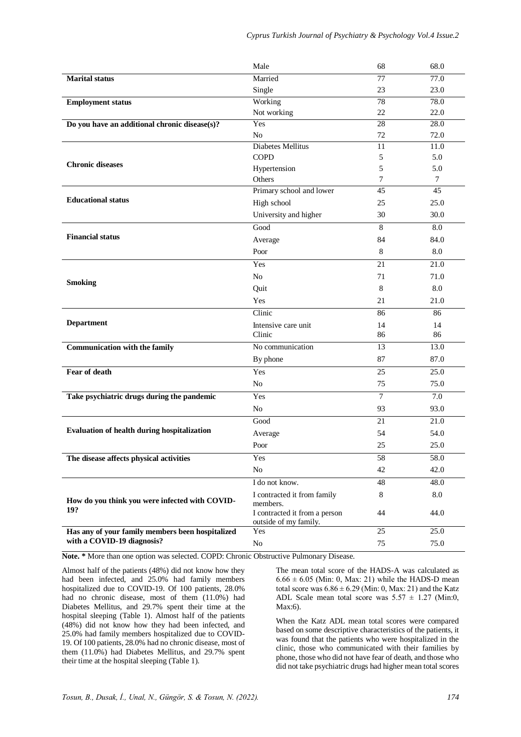|  | Male | 68 | 68.0 |
|---|---|---|---|
| **Marital status** | Married | 77 | 77.0 |
|  | Single | 23 | 23.0 |
| **Employment status** | Working | 78 | 78.0 |
|  | Not working | 22 | 22.0 |
| **Do you have an additional chronic disease(s)?** | Yes | 28 | 28.0 |
|  | No | 72 | 72.0 |
| **Chronic diseases** | Diabetes Mellitus | 11 | 11.0 |
|  | COPD | 5 | 5.0 |
|  | Hypertension | 5 | 5.0 |
|  | Others | 7 | 7 |
| **Educational status** | Primary school and lower | 45 | 45 |
|  | High school | 25 | 25.0 |
|  | University and higher | 30 | 30.0 |
| **Financial status** | Good | 8 | 8.0 |
|  | Average | 84 | 84.0 |
|  | Poor | 8 | 8.0 |
| **Smoking** | Yes | 21 | 21.0 |
|  | No | 71 | 71.0 |
|  | Quit | 8 | 8.0 |
|  | Yes | 21 | 21.0 |
| **Department** | Clinic | 86 | 86 |
|  | Intensive care unit | 14 | 14 |
|  | Clinic | 86 | 86 |
| **Communication with the family** | No communication | 13 | 13.0 |
|  | By phone | 87 | 87.0 |
| **Fear of death** | Yes | 25 | 25.0 |
|  | No | 75 | 75.0 |
| **Take psychiatric drugs during the pandemic** | Yes | 7 | 7.0 |
|  | No | 93 | 93.0 |
| **Evaluation of health during hospitalization** | Good | 21 | 21.0 |
|  | Average | 54 | 54.0 |
|  | Poor | 25 | 25.0 |
| **The disease affects physical activities** | Yes | 58 | 58.0 |
|  | No | 42 | 42.0 |
| **How do you think you were infected with COVID-19?** | I do not know. | 48 | 48.0 |
|  | I contracted it from family members. | 8 | 8.0 |
|  | I contracted it from a person outside of my family. | 44 | 44.0 |
| **Has any of your family members been hospitalized with a COVID-19 diagnosis?** | Yes | 25 | 25.0 |
|  | No | 75 | 75.0 |

**Note. *** More than one option was selected. COPD: Chronic Obstructive Pulmonary Disease.

Almost half of the patients (48%) did not know how they had been infected, and 25.0% had family members hospitalized due to COVID-19. Of 100 patients, 28.0% had no chronic disease, most of them (11.0%) had Diabetes Mellitus, and 29.7% spent their time at the hospital sleeping (Table 1). Almost half of the patients (48%) did not know how they had been infected, and 25.0% had family members hospitalized due to COVID-19. Of 100 patients, 28.0% had no chronic disease, most of them (11.0%) had Diabetes Mellitus, and 29.7% spent their time at the hospital sleeping (Table 1).

The mean total score of the HADS-A was calculated as $6.66 \pm 6.05$ (Min: 0, Max: 21) while the HADS-D mean total score was $6.86 \pm 6.29$ (Min: 0, Max: 21) and the Katz ADL Scale mean total score was $5.57 \pm 1.27$ (Min:0, Max:6).

When the Katz ADL mean total scores were compared based on some descriptive characteristics of the patients, it was found that the patients who were hospitalized in the clinic, those who communicated with their families by phone, those who did not have fear of death, and those who did not take psychiatric drugs had higher mean total scores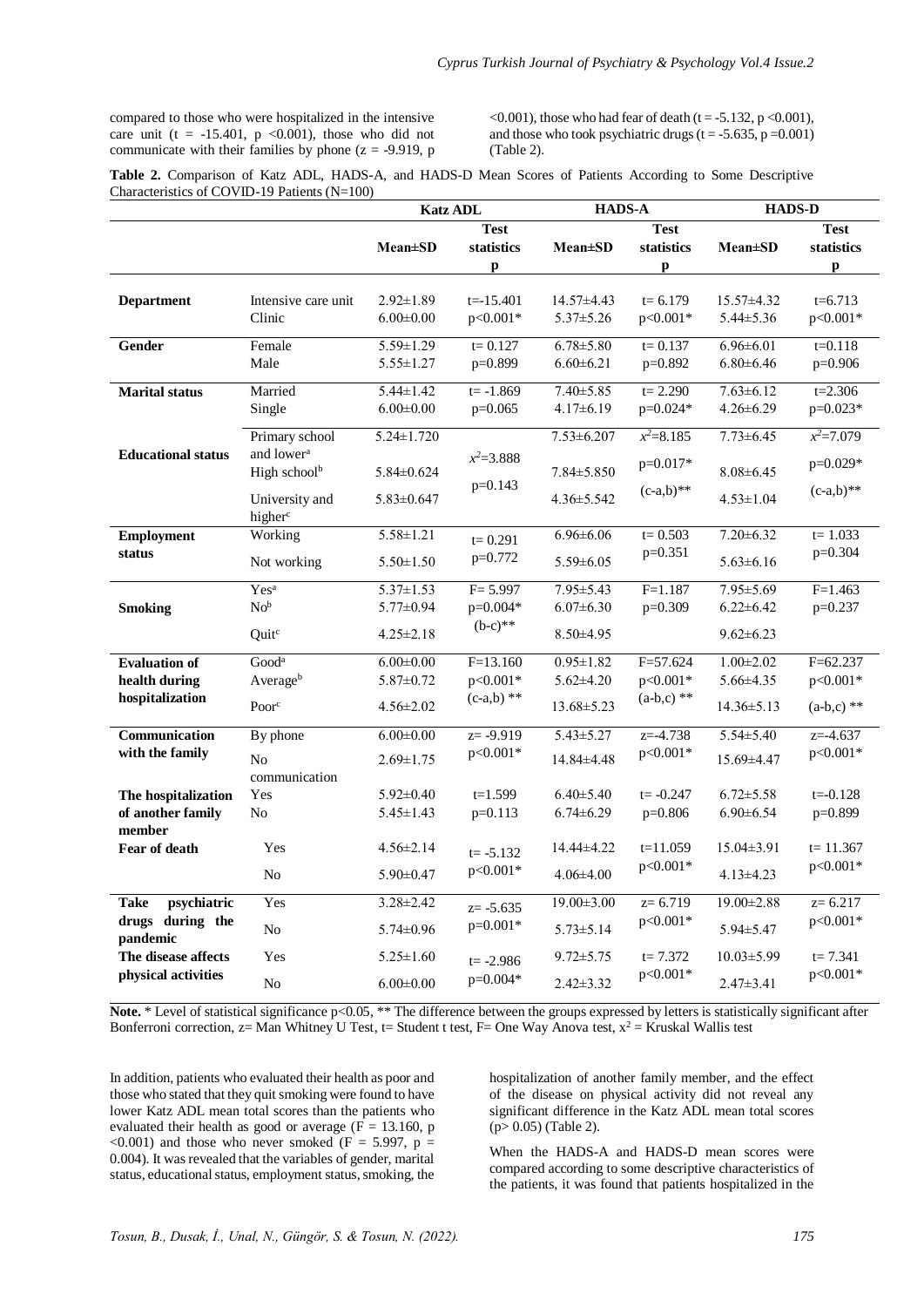compared to those who were hospitalized in the intensive care unit (t = -15.401, p <0.001), those who did not communicate with their families by phone (z = -9.919, p <0.001), those who had fear of death (t = -5.132, p <0.001), and those who took psychiatric drugs (t = -5.635, p =0.001) (Table 2).

**Table 2.** Comparison of Katz ADL, HADS-A, and HADS-D Mean Scores of Patients According to Some Descriptive Characteristics of COVID-19 Patients (N=100)

| | | Katz ADL | | HADS-A | | HADS-D | |
|---|---|---|---|---|---|---|---|
| | | Mean±SD | Test statistics p | Mean±SD | Test statistics p | Mean±SD | Test statistics p |
| **Department** | Intensive care unit | 2.92±1.89 | t=-15.401 | 14.57±4.43 | t= 6.179 | 15.57±4.32 | t=6.713 |
| | Clinic | 6.00±0.00 | p<0.001* | 5.37±5.26 | p<0.001* | 5.44±5.36 | p<0.001* |
| **Gender** | Female | 5.59±1.29 | t= 0.127 | 6.78±5.80 | t= 0.137 | 6.96±6.01 | t=0.118 |
| | Male | 5.55±1.27 | p=0.899 | 6.60±6.21 | p=0.892 | 6.80±6.46 | p=0.906 |
| **Marital status** | Married | 5.44±1.42 | t= -1.869 | 7.40±5.85 | t= 2.290 | 7.63±6.12 | t=2.306 |
| | Single | 6.00±0.00 | p=0.065 | 4.17±6.19 | p=0.024* | 4.26±6.29 | p=0.023* |
| **Educational status** | Primary school and lower[a] | 5.24±1.720 | $x^2$=3.888 | 7.53±6.207 | $x^2$=8.185 | 7.73±6.45 | $x^2$=7.079 |
| | High school[b] | 5.84±0.624 | p=0.143 | 7.84±5.850 | p=0.017* | 8.08±6.45 | p=0.029* |
| | University and higher[c] | 5.83±0.647 | | 4.36±5.542 | (c-a,b)** | 4.53±1.04 | (c-a,b)** |
| **Employment status** | Working | 5.58±1.21 | t= 0.291 | 6.96±6.06 | t= 0.503 | 7.20±6.32 | t= 1.033 |
| | Not working | 5.50±1.50 | p=0.772 | 5.59±6.05 | p=0.351 | 5.63±6.16 | p=0.304 |
| **Smoking** | Yes[a] | 5.37±1.53 | F= 5.997 | 7.95±5.43 | F=1.187 | 7.95±5.69 | F=1.463 |
| | No[b] | 5.77±0.94 | p=0.004* | 6.07±6.30 | p=0.309 | 6.22±6.42 | p=0.237 |
| | Quit[c] | 4.25±2.18 | (b-c)** | 8.50±4.95 | | 9.62±6.23 | |
| **Evaluation of health during hospitalization** | Good[a] | 6.00±0.00 | F=13.160 | 0.95±1.82 | F=57.624 | 1.00±2.02 | F=62.237 |
| | Average[b] | 5.87±0.72 | p<0.001* | 5.62±4.20 | p<0.001* | 5.66±4.35 | p<0.001* |
| | Poor[c] | 4.56±2.02 | (c-a,b) ** | 13.68±5.23 | (a-b,c) ** | 14.36±5.13 | (a-b,c) ** |
| **Communication with the family** | By phone | 6.00±0.00 | z= -9.919 | 5.43±5.27 | z=-4.738 | 5.54±5.40 | z=-4.637 |
| | No communication | 2.69±1.75 | p<0.001* | 14.84±4.48 | p<0.001* | 15.69±4.47 | p<0.001* |
| **The hospitalization of another family member** | Yes | 5.92±0.40 | t=1.599 | 6.40±5.40 | t= -0.247 | 6.72±5.58 | t=-0.128 |
| | No | 5.45±1.43 | p=0.113 | 6.74±6.29 | p=0.806 | 6.90±6.54 | p=0.899 |
| **Fear of death** | Yes | 4.56±2.14 | t= -5.132 | 14.44±4.22 | t=11.059 | 15.04±3.91 | t= 11.367 |
| | No | 5.90±0.47 | p<0.001* | 4.06±4.00 | p<0.001* | 4.13±4.23 | p<0.001* |
| **Take psychiatric drugs during the pandemic** | Yes | 3.28±2.42 | z= -5.635 | 19.00±3.00 | z= 6.719 | 19.00±2.88 | z= 6.217 |
| | No | 5.74±0.96 | p=0.001* | 5.73±5.14 | p<0.001* | 5.94±5.47 | p<0.001* |
| **The disease affects physical activities** | Yes | 5.25±1.60 | t= -2.986 | 9.72±5.75 | t= 7.372 | 10.03±5.99 | t= 7.341 |
| | No | 6.00±0.00 | p=0.004* | 2.42±3.32 | p<0.001* | 2.47±3.41 | p<0.001* |

**Note.** * Level of statistical significance p<0.05, ** The difference between the groups expressed by letters is statistically significant after Bonferroni correction, z= Man Whitney U Test, t= Student t test, F= One Way Anova test, $x^2$ = Kruskal Wallis test

In addition, patients who evaluated their health as poor and those who stated that they quit smoking were found to have lower Katz ADL mean total scores than the patients who evaluated their health as good or average (F = 13.160, p <0.001) and those who never smoked (F = 5.997, p = 0.004). It was revealed that the variables of gender, marital status, educational status, employment status, smoking, the hospitalization of another family member, and the effect of the disease on physical activity did not reveal any significant difference in the Katz ADL mean total scores (p> 0.05) (Table 2).

When the HADS-A and HADS-D mean scores were compared according to some descriptive characteristics of the patients, it was found that patients hospitalized in the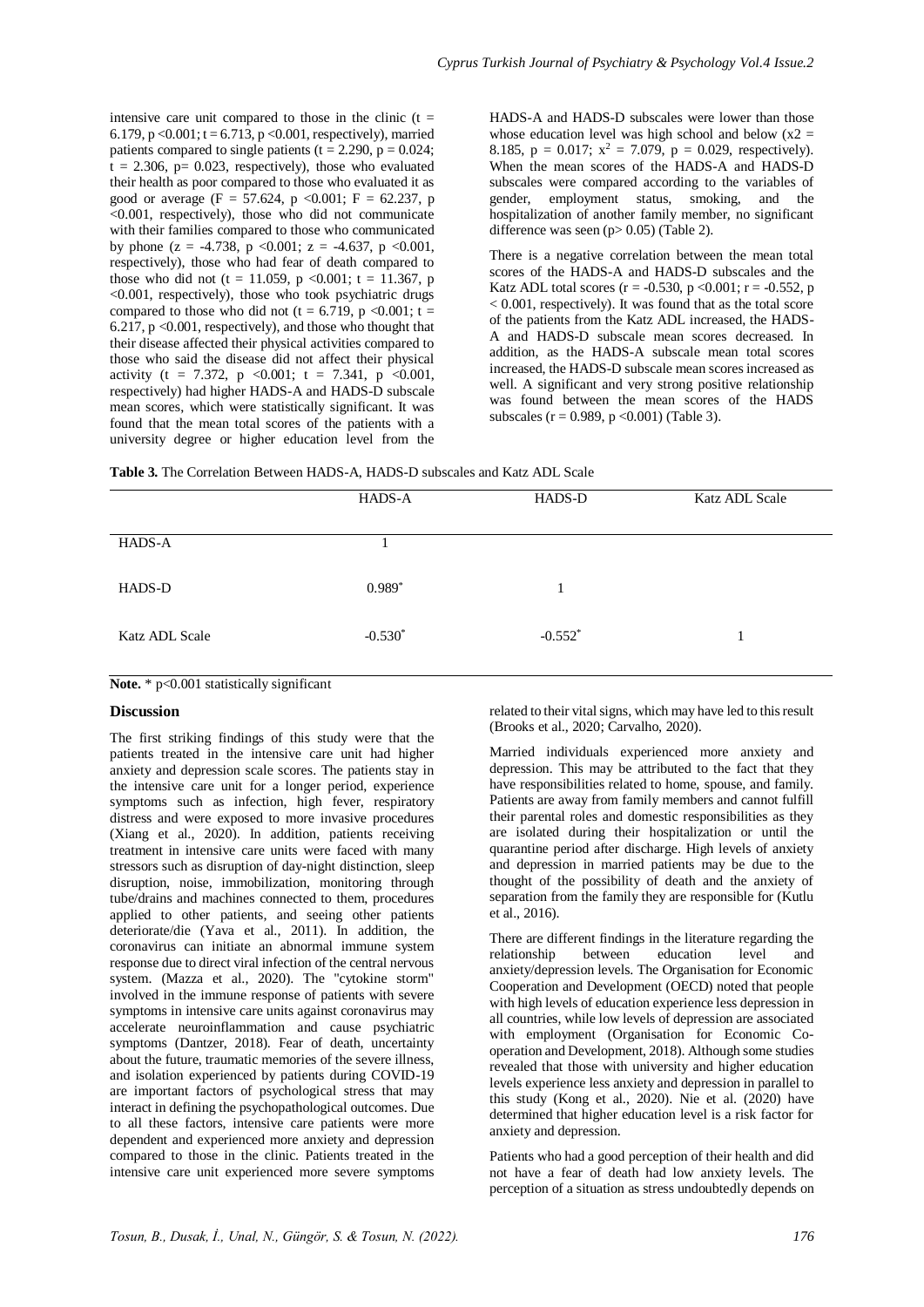intensive care unit compared to those in the clinic ($t = 6.179$, $p < 0.001$; $t = 6.713$, $p < 0.001$, respectively), married patients compared to single patients ($t = 2.290$, $p = 0.024$; $t = 2.306$, $p = 0.023$, respectively), those who evaluated their health as poor compared to those who evaluated it as good or average ($F = 57.624$, $p < 0.001$; $F = 62.237$, $p < 0.001$, respectively), those who did not communicate with their families compared to those who communicated by phone ($z = -4.738$, $p < 0.001$; $z = -4.637$, $p < 0.001$, respectively), those who had fear of death compared to those who did not ($t = 11.059$, $p < 0.001$; $t = 11.367$, $p < 0.001$, respectively), those who took psychiatric drugs compared to those who did not ($t = 6.719$, $p < 0.001$; $t = 6.217$, $p < 0.001$, respectively), and those who thought that their disease affected their physical activities compared to those who said the disease did not affect their physical activity ($t = 7.372$, $p < 0.001$; $t = 7.341$, $p < 0.001$, respectively) had higher HADS-A and HADS-D subscale mean scores, which were statistically significant. It was found that the mean total scores of the patients with a university degree or higher education level from the HADS-A and HADS-D subscales were lower than those whose education level was high school and below ($x2 = 8.185$, $p = 0.017$; $x^2 = 7.079$, $p = 0.029$, respectively). When the mean scores of the HADS-A and HADS-D subscales were compared according to the variables of gender, employment status, smoking, and the hospitalization of another family member, no significant difference was seen ($p > 0.05$) (Table 2).

There is a negative correlation between the mean total scores of the HADS-A and HADS-D subscales and the Katz ADL total scores ($r = -0.530$, $p < 0.001$; $r = -0.552$, $p < 0.001$, respectively). It was found that as the total score of the patients from the Katz ADL increased, the HADS-A and HADS-D subscale mean scores decreased. In addition, as the HADS-A subscale mean total scores increased, the HADS-D subscale mean scores increased as well. A significant and very strong positive relationship was found between the mean scores of the HADS subscales ($r = 0.989$, $p < 0.001$) (Table 3).

**Table 3.** The Correlation Between HADS-A, HADS-D subscales and Katz ADL Scale

| | HADS-A | HADS-D | Katz ADL Scale |
|---|---|---|---|
| HADS-A | 1 | | |
| HADS-D | 0.989* | 1 | |
| Katz ADL Scale | -0.530* | -0.552* | 1 |

**Note.** * $p<0.001$ statistically significant

## Discussion

The first striking findings of this study were that the patients treated in the intensive care unit had higher anxiety and depression scale scores. The patients stay in the intensive care unit for a longer period, experience symptoms such as infection, high fever, respiratory distress and were exposed to more invasive procedures (Xiang et al., 2020). In addition, patients receiving treatment in intensive care units were faced with many stressors such as disruption of day-night distinction, sleep disruption, noise, immobilization, monitoring through tube/drains and machines connected to them, procedures applied to other patients, and seeing other patients deteriorate/die (Yava et al., 2011). In addition, the coronavirus can initiate an abnormal immune system response due to direct viral infection of the central nervous system. (Mazza et al., 2020). The "cytokine storm" involved in the immune response of patients with severe symptoms in intensive care units against coronavirus may accelerate neuroinflammation and cause psychiatric symptoms (Dantzer, 2018). Fear of death, uncertainty about the future, traumatic memories of the severe illness, and isolation experienced by patients during COVID-19 are important factors of psychological stress that may interact in defining the psychopathological outcomes. Due to all these factors, intensive care patients were more dependent and experienced more anxiety and depression compared to those in the clinic. Patients treated in the intensive care unit experienced more severe symptoms related to their vital signs, which may have led to this result (Brooks et al., 2020; Carvalho, 2020).

Married individuals experienced more anxiety and depression. This may be attributed to the fact that they have responsibilities related to home, spouse, and family. Patients are away from family members and cannot fulfill their parental roles and domestic responsibilities as they are isolated during their hospitalization or until the quarantine period after discharge. High levels of anxiety and depression in married patients may be due to the thought of the possibility of death and the anxiety of separation from the family they are responsible for (Kutlu et al., 2016).

There are different findings in the literature regarding the relationship between education level and anxiety/depression levels. The Organisation for Economic Cooperation and Development (OECD) noted that people with high levels of education experience less depression in all countries, while low levels of depression are associated with employment (Organisation for Economic Co-operation and Development, 2018). Although some studies revealed that those with university and higher education levels experience less anxiety and depression in parallel to this study (Kong et al., 2020). Nie et al. (2020) have determined that higher education level is a risk factor for anxiety and depression.

Patients who had a good perception of their health and did not have a fear of death had low anxiety levels. The perception of a situation as stress undoubtedly depends on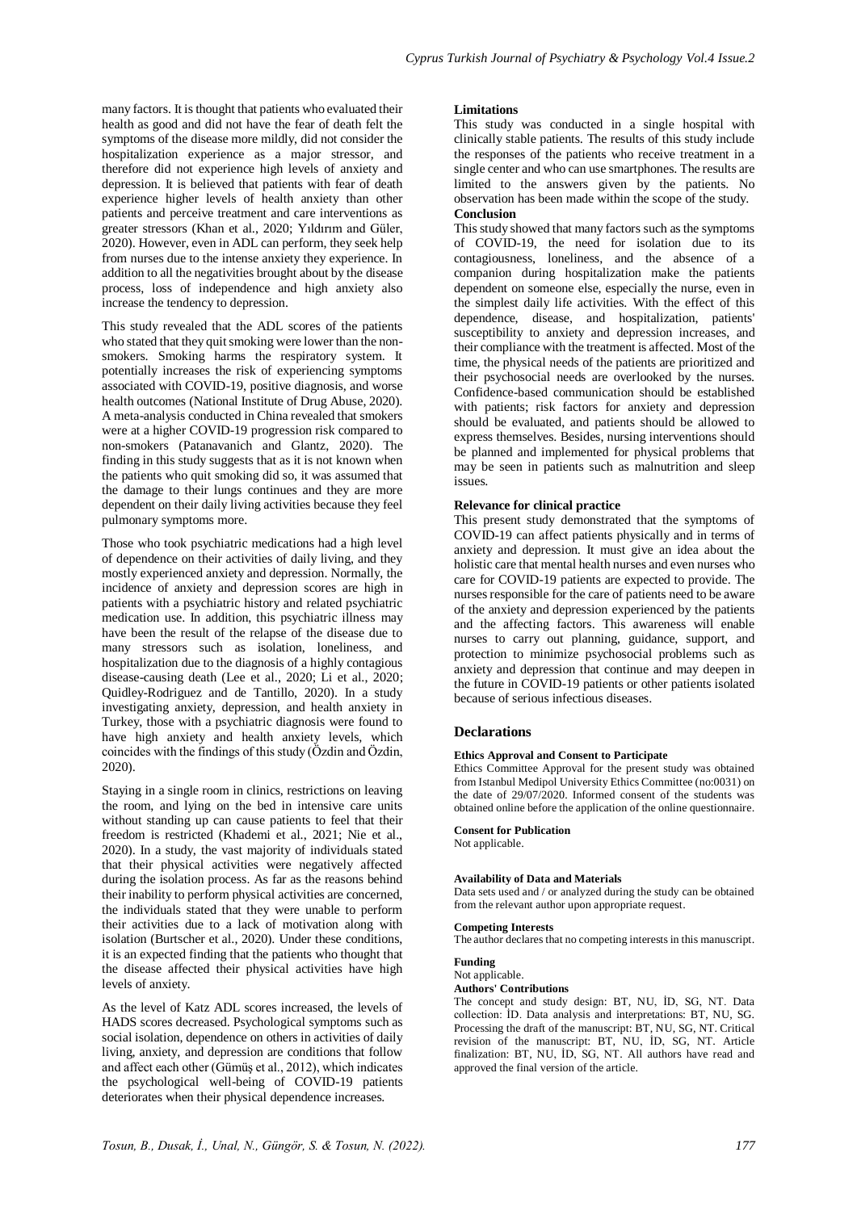many factors. It is thought that patients who evaluated their health as good and did not have the fear of death felt the symptoms of the disease more mildly, did not consider the hospitalization experience as a major stressor, and therefore did not experience high levels of anxiety and depression. It is believed that patients with fear of death experience higher levels of health anxiety than other patients and perceive treatment and care interventions as greater stressors (Khan et al., 2020; Yıldırım and Güler, 2020). However, even in ADL can perform, they seek help from nurses due to the intense anxiety they experience. In addition to all the negativities brought about by the disease process, loss of independence and high anxiety also increase the tendency to depression.

This study revealed that the ADL scores of the patients who stated that they quit smoking were lower than the non-smokers. Smoking harms the respiratory system. It potentially increases the risk of experiencing symptoms associated with COVID-19, positive diagnosis, and worse health outcomes (National Institute of Drug Abuse, 2020). A meta-analysis conducted in China revealed that smokers were at a higher COVID-19 progression risk compared to non-smokers (Patanavanich and Glantz, 2020). The finding in this study suggests that as it is not known when the patients who quit smoking did so, it was assumed that the damage to their lungs continues and they are more dependent on their daily living activities because they feel pulmonary symptoms more.

Those who took psychiatric medications had a high level of dependence on their activities of daily living, and they mostly experienced anxiety and depression. Normally, the incidence of anxiety and depression scores are high in patients with a psychiatric history and related psychiatric medication use. In addition, this psychiatric illness may have been the result of the relapse of the disease due to many stressors such as isolation, loneliness, and hospitalization due to the diagnosis of a highly contagious disease-causing death (Lee et al., 2020; Li et al., 2020; Quidley-Rodriguez and de Tantillo, 2020). In a study investigating anxiety, depression, and health anxiety in Turkey, those with a psychiatric diagnosis were found to have high anxiety and health anxiety levels, which coincides with the findings of this study (Özdin and Özdin, 2020).

Staying in a single room in clinics, restrictions on leaving the room, and lying on the bed in intensive care units without standing up can cause patients to feel that their freedom is restricted (Khademi et al., 2021; Nie et al., 2020). In a study, the vast majority of individuals stated that their physical activities were negatively affected during the isolation process. As far as the reasons behind their inability to perform physical activities are concerned, the individuals stated that they were unable to perform their activities due to a lack of motivation along with isolation (Burtscher et al., 2020). Under these conditions, it is an expected finding that the patients who thought that the disease affected their physical activities have high levels of anxiety.

As the level of Katz ADL scores increased, the levels of HADS scores decreased. Psychological symptoms such as social isolation, dependence on others in activities of daily living, anxiety, and depression are conditions that follow and affect each other (Gümüş et al., 2012), which indicates the psychological well-being of COVID-19 patients deteriorates when their physical dependence increases.

#### Limitations

This study was conducted in a single hospital with clinically stable patients. The results of this study include the responses of the patients who receive treatment in a single center and who can use smartphones. The results are limited to the answers given by the patients. No observation has been made within the scope of the study.

#### Conclusion

This study showed that many factors such as the symptoms of COVID-19, the need for isolation due to its contagiousness, loneliness, and the absence of a companion during hospitalization make the patients dependent on someone else, especially the nurse, even in the simplest daily life activities. With the effect of this dependence, disease, and hospitalization, patients' susceptibility to anxiety and depression increases, and their compliance with the treatment is affected. Most of the time, the physical needs of the patients are prioritized and their psychosocial needs are overlooked by the nurses. Confidence-based communication should be established with patients; risk factors for anxiety and depression should be evaluated, and patients should be allowed to express themselves. Besides, nursing interventions should be planned and implemented for physical problems that may be seen in patients such as malnutrition and sleep issues.

#### Relevance for clinical practice

This present study demonstrated that the symptoms of COVID-19 can affect patients physically and in terms of anxiety and depression. It must give an idea about the holistic care that mental health nurses and even nurses who care for COVID-19 patients are expected to provide. The nurses responsible for the care of patients need to be aware of the anxiety and depression experienced by the patients and the affecting factors. This awareness will enable nurses to carry out planning, guidance, support, and protection to minimize psychosocial problems such as anxiety and depression that continue and may deepen in the future in COVID-19 patients or other patients isolated because of serious infectious diseases.

## Declarations

#### Ethics Approval and Consent to Participate

Ethics Committee Approval for the present study was obtained from Istanbul Medipol University Ethics Committee (no:0031) on the date of 29/07/2020. Informed consent of the students was obtained online before the application of the online questionnaire.

#### Consent for Publication

Not applicable.

#### Availability of Data and Materials

Data sets used and / or analyzed during the study can be obtained from the relevant author upon appropriate request.

#### Competing Interests

The author declares that no competing interests in this manuscript.

#### Funding

Not applicable.

#### Authors' Contributions

The concept and study design: BT, NU, İD, SG, NT. Data collection: İD. Data analysis and interpretations: BT, NU, SG. Processing the draft of the manuscript: BT, NU, SG, NT. Critical revision of the manuscript: BT, NU, İD, SG, NT. Article finalization: BT, NU, İD, SG, NT. All authors have read and approved the final version of the article.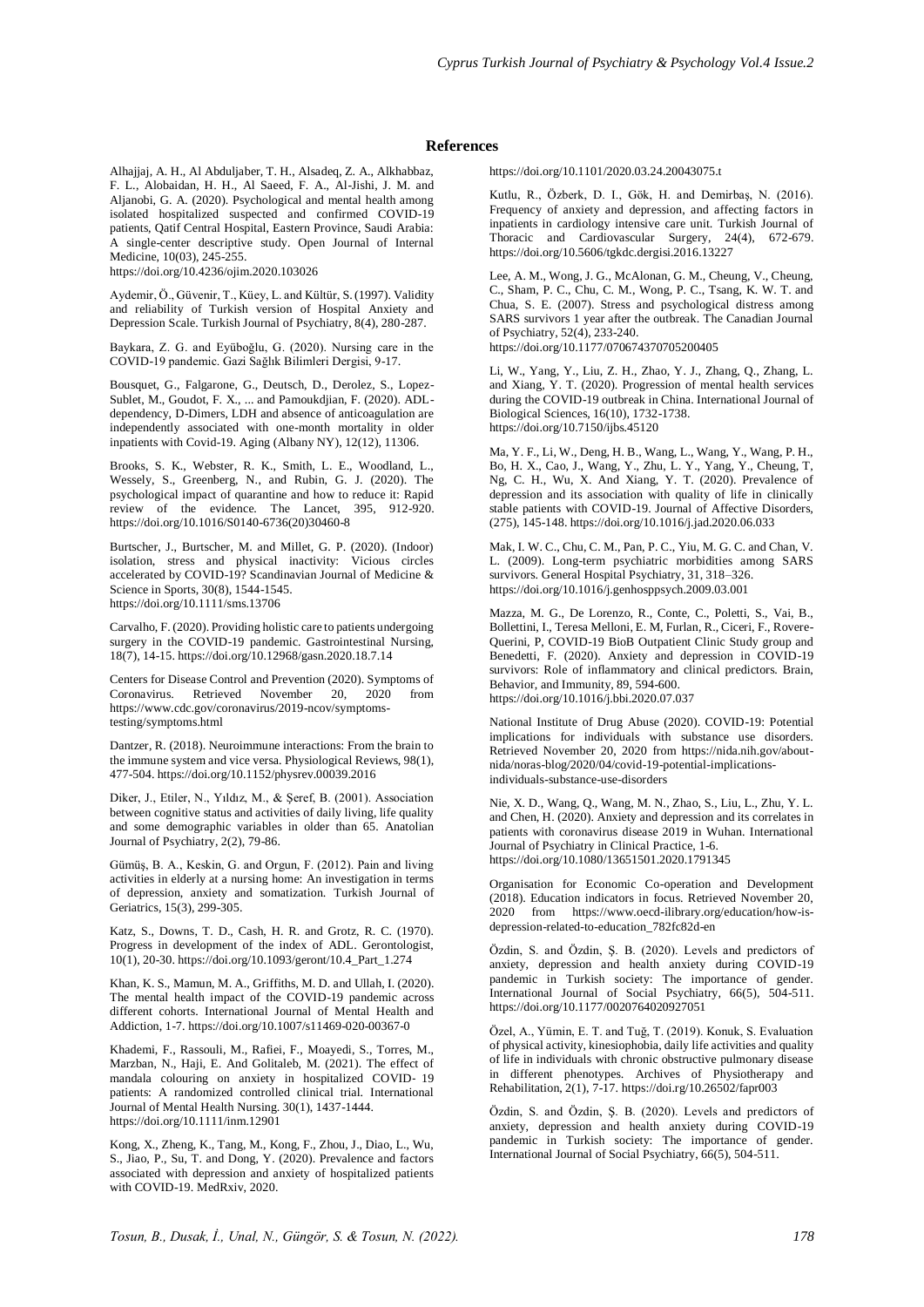## References

Alhajjaj, A. H., Al Abduljaber, T. H., Alsadeq, Z. A., Alkhabbaz, F. L., Alobaidan, H. H., Al Saeed, F. A., Al-Jishi, J. M. and Aljanobi, G. A. (2020). Psychological and mental health among isolated hospitalized suspected and confirmed COVID-19 patients, Qatif Central Hospital, Eastern Province, Saudi Arabia: A single-center descriptive study. Open Journal of Internal Medicine, 10(03), 245-255. https://doi.org/10.4236/ojim.2020.103026

Aydemir, Ö., Güvenir, T., Küey, L. and Kültür, S. (1997). Validity and reliability of Turkish version of Hospital Anxiety and Depression Scale. Turkish Journal of Psychiatry, 8(4), 280-287.

Baykara, Z. G. and Eyüboğlu, G. (2020). Nursing care in the COVID-19 pandemic. Gazi Sağlık Bilimleri Dergisi, 9-17.

Bousquet, G., Falgarone, G., Deutsch, D., Derolez, S., Lopez-Sublet, M., Goudot, F. X., ... and Pamoukdjian, F. (2020). ADL-dependency, D-Dimers, LDH and absence of anticoagulation are independently associated with one-month mortality in older inpatients with Covid-19. Aging (Albany NY), 12(12), 11306.

Brooks, S. K., Webster, R. K., Smith, L. E., Woodland, L., Wessely, S., Greenberg, N., and Rubin, G. J. (2020). The psychological impact of quarantine and how to reduce it: Rapid review of the evidence. The Lancet, 395, 912-920. https://doi.org/10.1016/S0140-6736(20)30460-8

Burtscher, J., Burtscher, M. and Millet, G. P. (2020). (Indoor) isolation, stress and physical inactivity: Vicious circles accelerated by COVID-19? Scandinavian Journal of Medicine & Science in Sports, 30(8), 1544-1545. https://doi.org/10.1111/sms.13706

Carvalho, F. (2020). Providing holistic care to patients undergoing surgery in the COVID-19 pandemic. Gastrointestinal Nursing, 18(7), 14-15. https://doi.org/10.12968/gasn.2020.18.7.14

Centers for Disease Control and Prevention (2020). Symptoms of Coronavirus. Retrieved November 20, 2020 from https://www.cdc.gov/coronavirus/2019-ncov/symptoms-testing/symptoms.html

Dantzer, R. (2018). Neuroimmune interactions: From the brain to the immune system and vice versa. Physiological Reviews, 98(1), 477-504. https://doi.org/10.1152/physrev.00039.2016

Diker, J., Etiler, N., Yıldız, M., & Şeref, B. (2001). Association between cognitive status and activities of daily living, life quality and some demographic variables in older than 65. Anatolian Journal of Psychiatry, 2(2), 79-86.

Gümüş, B. A., Keskin, G. and Orgun, F. (2012). Pain and living activities in elderly at a nursing home: An investigation in terms of depression, anxiety and somatization. Turkish Journal of Geriatrics, 15(3), 299-305.

Katz, S., Downs, T. D., Cash, H. R. and Grotz, R. C. (1970). Progress in development of the index of ADL. Gerontologist, 10(1), 20-30. https://doi.org/10.1093/geront/10.4_Part_1.274

Khan, K. S., Mamun, M. A., Griffiths, M. D. and Ullah, I. (2020). The mental health impact of the COVID-19 pandemic across different cohorts. International Journal of Mental Health and Addiction, 1-7. https://doi.org/10.1007/s11469-020-00367-0

Khademi, F., Rassouli, M., Rafiei, F., Moayedi, S., Torres, M., Marzban, N., Haji, E. And Golitaleb, M. (2021). The effect of mandala colouring on anxiety in hospitalized COVID- 19 patients: A randomized controlled clinical trial. International Journal of Mental Health Nursing. 30(1), 1437-1444. https://doi.org/10.1111/inm.12901

Kong, X., Zheng, K., Tang, M., Kong, F., Zhou, J., Diao, L., Wu, S., Jiao, P., Su, T. and Dong, Y. (2020). Prevalence and factors associated with depression and anxiety of hospitalized patients with COVID-19. MedRxiv, 2020. https://doi.org/10.1101/2020.03.24.20043075.t

Kutlu, R., Özberk, D. I., Gök, H. and Demirbaş, N. (2016). Frequency of anxiety and depression, and affecting factors in inpatients in cardiology intensive care unit. Turkish Journal of Thoracic and Cardiovascular Surgery, 24(4), 672-679. https://doi.org/10.5606/tgkdc.dergisi.2016.13227

Lee, A. M., Wong, J. G., McAlonan, G. M., Cheung, V., Cheung, C., Sham, P. C., Chu, C. M., Wong, P. C., Tsang, K. W. T. and Chua, S. E. (2007). Stress and psychological distress among SARS survivors 1 year after the outbreak. The Canadian Journal of Psychiatry, 52(4), 233-240. https://doi.org/10.1177/070674370705200405

Li, W., Yang, Y., Liu, Z. H., Zhao, Y. J., Zhang, Q., Zhang, L. and Xiang, Y. T. (2020). Progression of mental health services during the COVID-19 outbreak in China. International Journal of Biological Sciences, 16(10), 1732-1738. https://doi.org/10.7150/ijbs.45120

Ma, Y. F., Li, W., Deng, H. B., Wang, L., Wang, Y., Wang, P. H., Bo, H. X., Cao, J., Wang, Y., Zhu, L. Y., Yang, Y., Cheung, T, Ng, C. H., Wu, X. And Xiang, Y. T. (2020). Prevalence of depression and its association with quality of life in clinically stable patients with COVID-19. Journal of Affective Disorders, (275), 145-148. https://doi.org/10.1016/j.jad.2020.06.033

Mak, I. W. C., Chu, C. M., Pan, P. C., Yiu, M. G. C. and Chan, V. L. (2009). Long-term psychiatric morbidities among SARS survivors. General Hospital Psychiatry, 31, 318–326. https://doi.org/10.1016/j.genhosppsych.2009.03.001

Mazza, M. G., De Lorenzo, R., Conte, C., Poletti, S., Vai, B., Bollettini, I., Teresa Melloni, E. M, Furlan, R., Ciceri, F., Rovere-Querini, P, COVID-19 BioB Outpatient Clinic Study group and Benedetti, F. (2020). Anxiety and depression in COVID-19 survivors: Role of inflammatory and clinical predictors. Brain, Behavior, and Immunity, 89, 594-600. https://doi.org/10.1016/j.bbi.2020.07.037

National Institute of Drug Abuse (2020). COVID-19: Potential implications for individuals with substance use disorders. Retrieved November 20, 2020 from https://nida.nih.gov/about-nida/noras-blog/2020/04/covid-19-potential-implications-individuals-substance-use-disorders

Nie, X. D., Wang, Q., Wang, M. N., Zhao, S., Liu, L., Zhu, Y. L. and Chen, H. (2020). Anxiety and depression and its correlates in patients with coronavirus disease 2019 in Wuhan. International Journal of Psychiatry in Clinical Practice, 1-6. https://doi.org/10.1080/13651501.2020.1791345

Organisation for Economic Co-operation and Development (2018). Education indicators in focus. Retrieved November 20, 2020 from https://www.oecd-ilibrary.org/education/how-is-depression-related-to-education_782fc82d-en

Özdin, S. and Özdin, Ş. B. (2020). Levels and predictors of anxiety, depression and health anxiety during COVID-19 pandemic in Turkish society: The importance of gender. International Journal of Social Psychiatry, 66(5), 504-511. https://doi.org/10.1177/0020764020927051

Özel, A., Yümin, E. T. and Tuğ, T. (2019). Konuk, S. Evaluation of physical activity, kinesiophobia, daily life activities and quality of life in individuals with chronic obstructive pulmonary disease in different phenotypes. Archives of Physiotherapy and Rehabilitation, 2(1), 7-17. https://doi.rg/10.26502/fapr003

Özdin, S. and Özdin, Ş. B. (2020). Levels and predictors of anxiety, depression and health anxiety during COVID-19 pandemic in Turkish society: The importance of gender. International Journal of Social Psychiatry, 66(5), 504-511.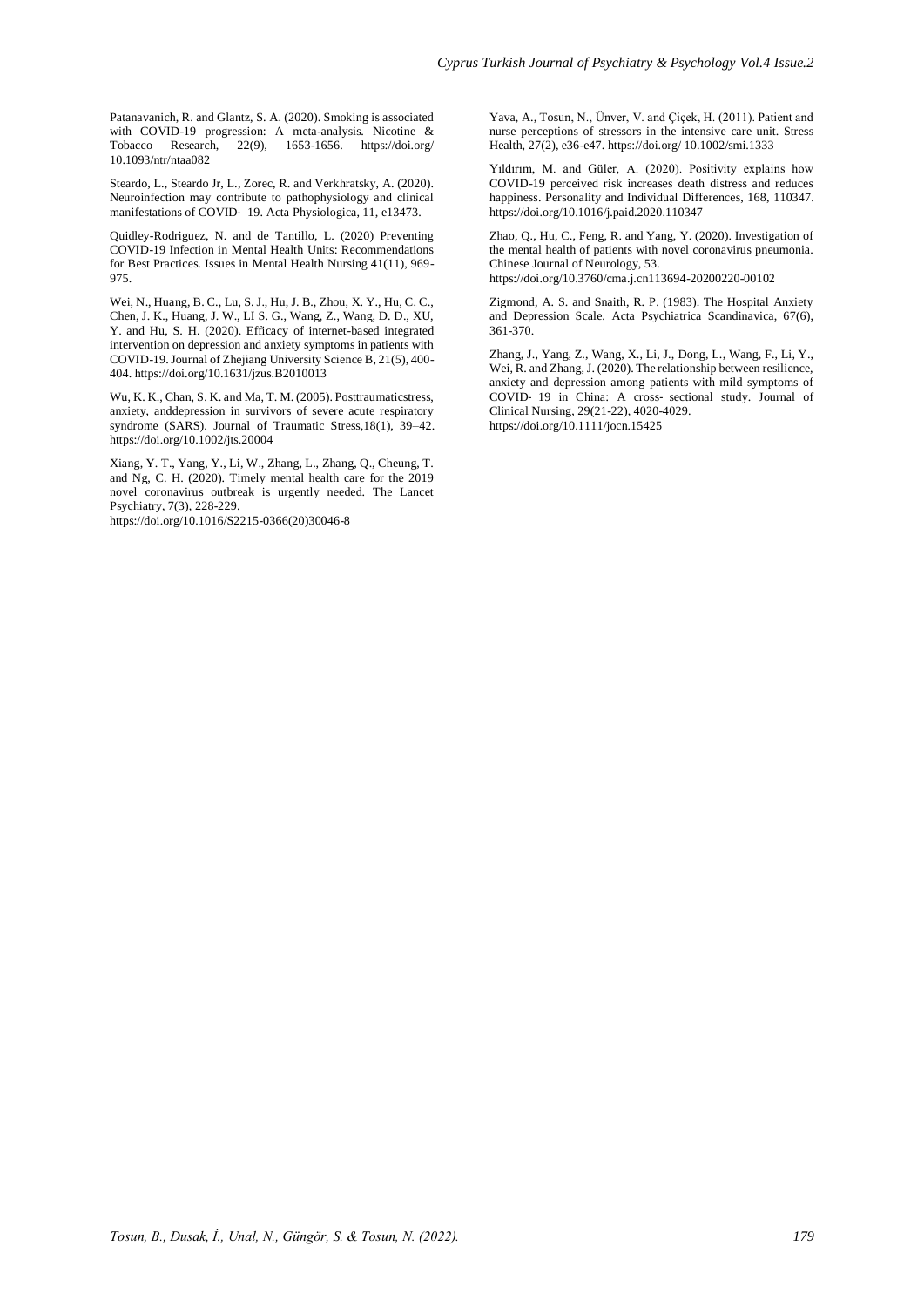Patanavanich, R. and Glantz, S. A. (2020). Smoking is associated with COVID-19 progression: A meta-analysis. Nicotine & Tobacco Research, 22(9), 1653-1656. https://doi.org/ 10.1093/ntr/ntaa082

Steardo, L., Steardo Jr, L., Zorec, R. and Verkhratsky, A. (2020). Neuroinfection may contribute to pathophysiology and clinical manifestations of COVID- 19. Acta Physiologica, 11, e13473.

Quidley-Rodriguez, N. and de Tantillo, L. (2020) Preventing COVID-19 Infection in Mental Health Units: Recommendations for Best Practices. Issues in Mental Health Nursing 41(11), 969-975.

Wei, N., Huang, B. C., Lu, S. J., Hu, J. B., Zhou, X. Y., Hu, C. C., Chen, J. K., Huang, J. W., LI S. G., Wang, Z., Wang, D. D., XU, Y. and Hu, S. H. (2020). Efficacy of internet-based integrated intervention on depression and anxiety symptoms in patients with COVID-19. Journal of Zhejiang University Science B, 21(5), 400-404. https://doi.org/10.1631/jzus.B2010013

Wu, K. K., Chan, S. K. and Ma, T. M. (2005). Posttraumaticstress, anxiety, anddepression in survivors of severe acute respiratory syndrome (SARS). Journal of Traumatic Stress,18(1), 39–42. https://doi.org/10.1002/jts.20004

Xiang, Y. T., Yang, Y., Li, W., Zhang, L., Zhang, Q., Cheung, T. and Ng, C. H. (2020). Timely mental health care for the 2019 novel coronavirus outbreak is urgently needed. The Lancet Psychiatry, 7(3), 228-229. https://doi.org/10.1016/S2215-0366(20)30046-8

Yava, A., Tosun, N., Ünver, V. and Çiçek, H. (2011). Patient and nurse perceptions of stressors in the intensive care unit. Stress Health, 27(2), e36-e47. https://doi.org/ 10.1002/smi.1333

Yıldırım, M. and Güler, A. (2020). Positivity explains how COVID-19 perceived risk increases death distress and reduces happiness. Personality and Individual Differences, 168, 110347. https://doi.org/10.1016/j.paid.2020.110347

Zhao, Q., Hu, C., Feng, R. and Yang, Y. (2020). Investigation of the mental health of patients with novel coronavirus pneumonia. Chinese Journal of Neurology, 53. https://doi.org/10.3760/cma.j.cn113694-20200220-00102

Zigmond, A. S. and Snaith, R. P. (1983). The Hospital Anxiety and Depression Scale. Acta Psychiatrica Scandinavica, 67(6), 361-370.

Zhang, J., Yang, Z., Wang, X., Li, J., Dong, L., Wang, F., Li, Y., Wei, R. and Zhang, J. (2020). The relationship between resilience, anxiety and depression among patients with mild symptoms of COVID- 19 in China: A cross- sectional study. Journal of Clinical Nursing, 29(21-22), 4020-4029. https://doi.org/10.1111/jocn.15425